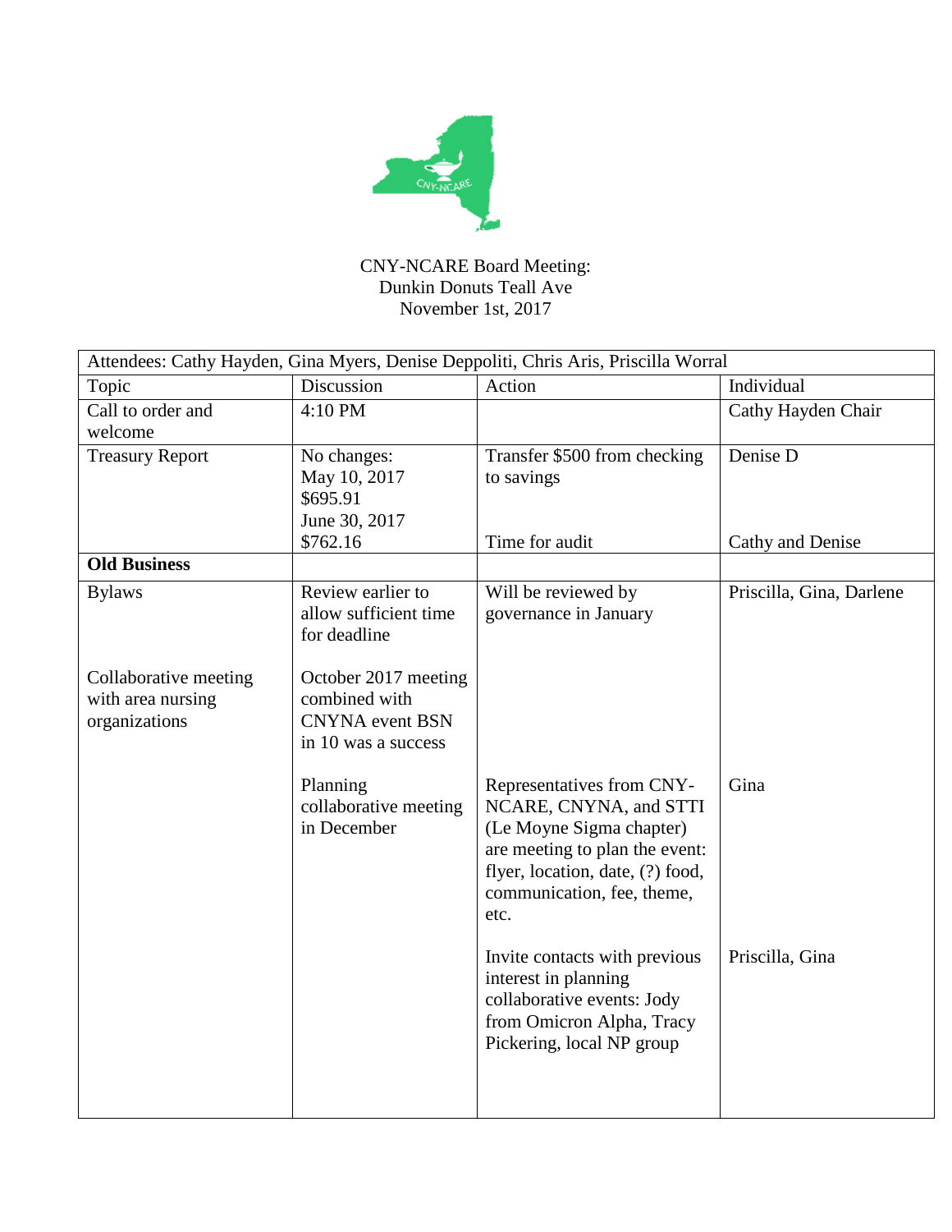CNY-NCARE Board Meeting:
Dunkin Donuts Teall Ave
November 1st, 2017

| Attendees: Cathy Hayden, Gina Myers, Denise Deppoliti, Chris Aris, Priscilla Worral | | | |
|---|---|---|---|
| Topic | Discussion | Action | Individual |
| Call to order and welcome | 4:10 PM | | Cathy Hayden Chair |
| Treasury Report | No changes: May 10, 2017 $695.91 June 30, 2017 $762.16 | Transfer $500 from checking to savings<br><br>Time for audit | Denise D<br><br>Cathy and Denise |
| **Old Business** | | | |
| Bylaws | Review earlier to allow sufficient time for deadline | Will be reviewed by governance in January | Priscilla, Gina, Darlene |
| Collaborative meeting with area nursing organizations | October 2017 meeting combined with CNYNA event BSN in 10 was a success | | |
| | Planning collaborative meeting in December | Representatives from CNY-NCARE, CNYNA, and STTI (Le Moyne Sigma chapter) are meeting to plan the event: flyer, location, date, (?) food, communication, fee, theme, etc. | Gina |
| | | Invite contacts with previous interest in planning collaborative events: Jody from Omicron Alpha, Tracy Pickering, local NP group | Priscilla, Gina |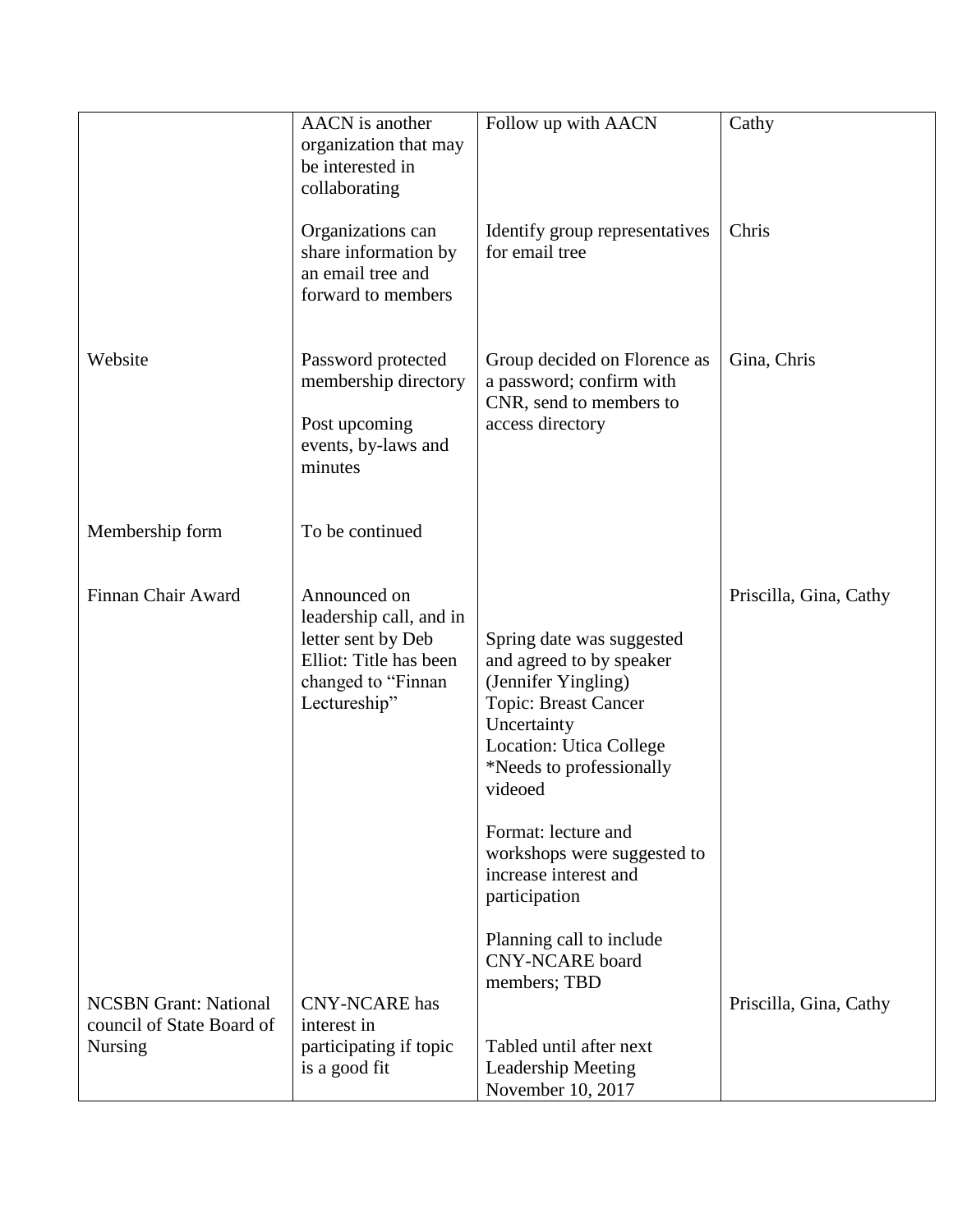| | | | |
|---|---|---|---|
| | AACN is another organization that may be interested in collaborating<br><br>Organizations can share information by an email tree and forward to members | Follow up with AACN<br><br>Identify group representatives for email tree | Cathy<br><br>Chris |
| Website | Password protected membership directory<br><br>Post upcoming events, by-laws and minutes | Group decided on Florence as a password; confirm with CNR, send to members to access directory | Gina, Chris |
| Membership form | To be continued | | |
| Finnan Chair Award | Announced on leadership call, and in letter sent by Deb Elliot: Title has been changed to "Finnan Lectureship" | Spring date was suggested and agreed to by speaker (Jennifer Yingling)<br>Topic: Breast Cancer Uncertainty<br>Location: Utica College<br>*Needs to professionally videoed<br><br>Format: lecture and workshops were suggested to increase interest and participation<br><br>Planning call to include CNY-NCARE board members; TBD | Priscilla, Gina, Cathy |
| NCSBN Grant: National council of State Board of Nursing | CNY-NCARE has interest in participating if topic is a good fit | Tabled until after next Leadership Meeting November 10, 2017 | Priscilla, Gina, Cathy |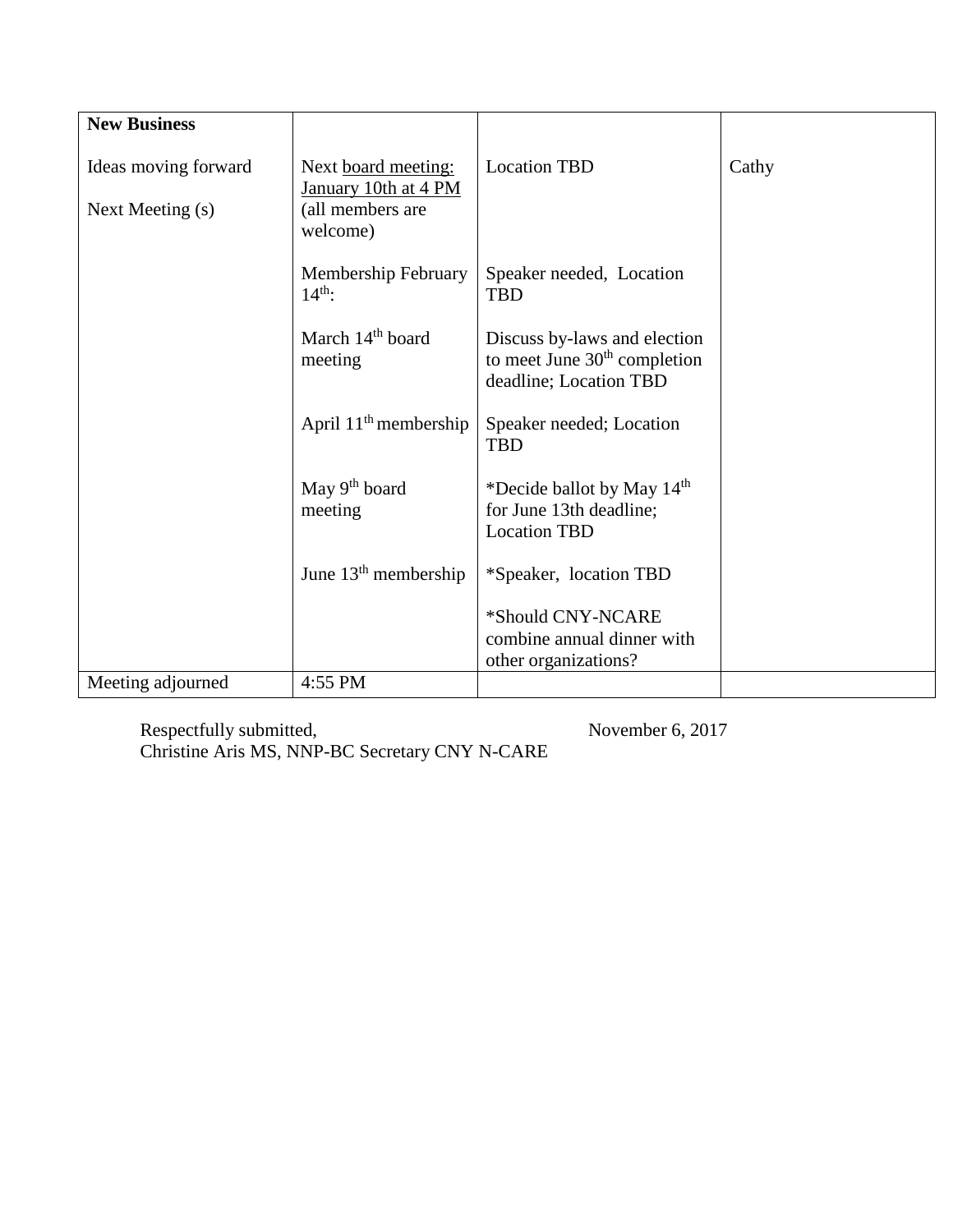| | | | |
|---|---|---|---|
| **New Business**<br><br>Ideas moving forward<br><br>Next Meeting (s) | Next board meeting: January 10th at 4 PM (all members are welcome)<br><br>Membership February $14^{th}$:<br><br>March $14^{th}$ board meeting<br><br>April $11^{th}$ membership<br><br>May $9^{th}$ board meeting<br><br>June $13^{th}$ membership | Location TBD<br><br>Speaker needed, Location TBD<br><br>Discuss by-laws and election to meet June $30^{th}$ completion deadline; Location TBD<br><br>Speaker needed; Location TBD<br><br>*Decide ballot by May $14^{th}$ for June 13th deadline; Location TBD<br><br>*Speaker, location TBD<br><br>*Should CNY-NCARE combine annual dinner with other organizations? | Cathy |
| Meeting adjourned | 4:55 PM | | |

Respectfully submitted, November 6, 2017
Christine Aris MS, NNP-BC Secretary CNY N-CARE